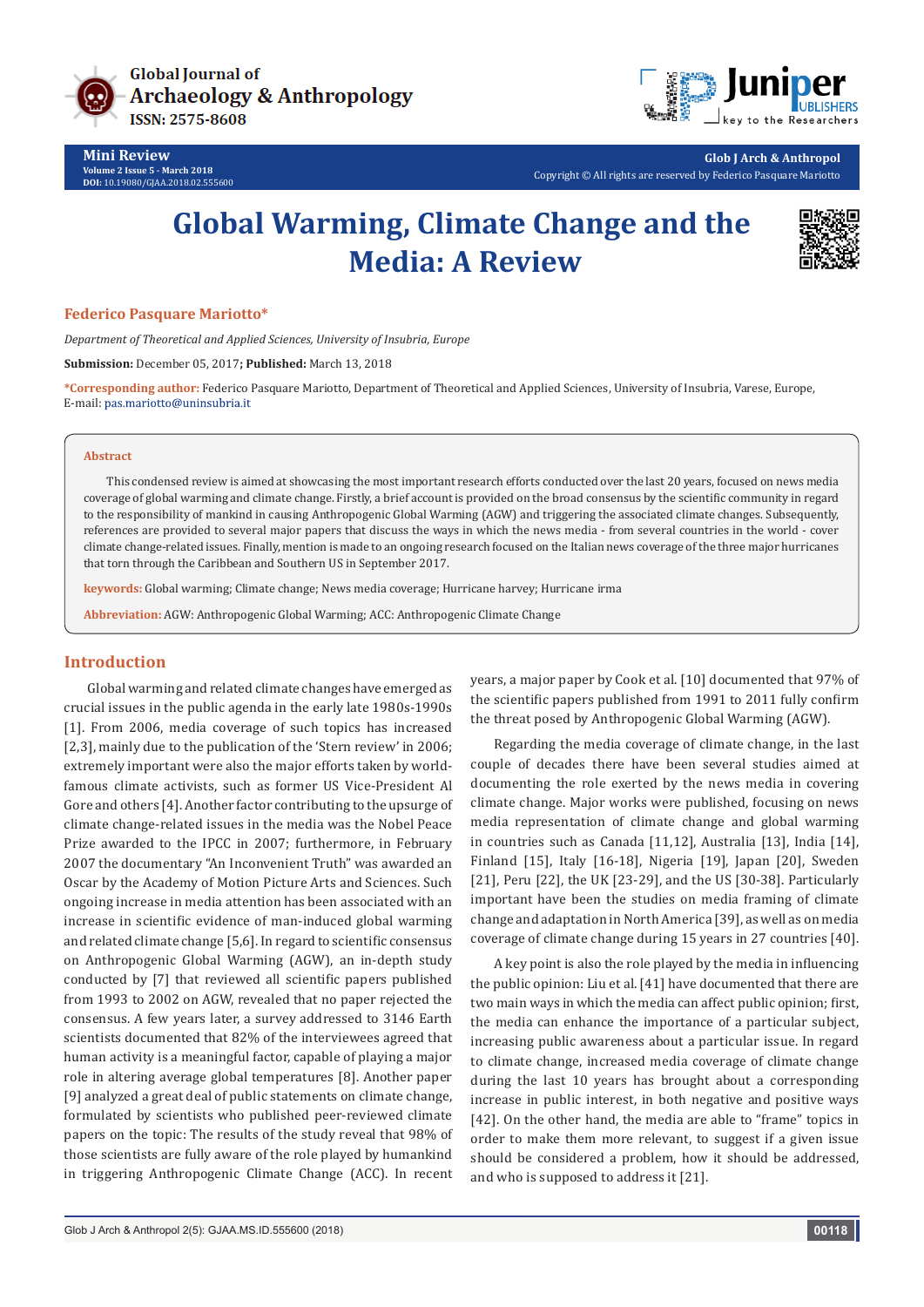Mini Review

# Global Warming, Climate Change and the Media: A Review

**Federico Pasquare Mariotto***

*Department of Theoretical and Applied Sciences, University of Insubria, Europe*

**Submission:** December 05, 2017**; Published:** March 13, 2018

***Corresponding author:** Federico Pasquare Mariotto, Department of Theoretical and Applied Sciences, University of Insubria, Varese, Europe, E-mail: pas.mariotto@uninsubria.it

## Abstract

This condensed review is aimed at showcasing the most important research efforts conducted over the last 20 years, focused on news media coverage of global warming and climate change. Firstly, a brief account is provided on the broad consensus by the scientific community in regard to the responsibility of mankind in causing Anthropogenic Global Warming (AGW) and triggering the associated climate changes. Subsequently, references are provided to several major papers that discuss the ways in which the news media - from several countries in the world - cover climate change-related issues. Finally, mention is made to an ongoing research focused on the Italian news coverage of the three major hurricanes that torn through the Caribbean and Southern US in September 2017.

**keywords:** Global warming; Climate change; News media coverage; Hurricane harvey; Hurricane irma

**Abbreviation:** AGW: Anthropogenic Global Warming; ACC: Anthropogenic Climate Change

## Introduction

Global warming and related climate changes have emerged as crucial issues in the public agenda in the early late 1980s-1990s [1]. From 2006, media coverage of such topics has increased [2,3], mainly due to the publication of the 'Stern review' in 2006; extremely important were also the major efforts taken by world-famous climate activists, such as former US Vice-President Al Gore and others [4]. Another factor contributing to the upsurge of climate change-related issues in the media was the Nobel Peace Prize awarded to the IPCC in 2007; furthermore, in February 2007 the documentary "An Inconvenient Truth" was awarded an Oscar by the Academy of Motion Picture Arts and Sciences. Such ongoing increase in media attention has been associated with an increase in scientific evidence of man-induced global warming and related climate change [5,6]. In regard to scientific consensus on Anthropogenic Global Warming (AGW), an in-depth study conducted by [7] that reviewed all scientific papers published from 1993 to 2002 on AGW, revealed that no paper rejected the consensus. A few years later, a survey addressed to 3146 Earth scientists documented that 82% of the interviewees agreed that human activity is a meaningful factor, capable of playing a major role in altering average global temperatures [8]. Another paper [9] analyzed a great deal of public statements on climate change, formulated by scientists who published peer-reviewed climate papers on the topic: The results of the study reveal that 98% of those scientists are fully aware of the role played by humankind in triggering Anthropogenic Climate Change (ACC). In recent years, a major paper by Cook et al. [10] documented that 97% of the scientific papers published from 1991 to 2011 fully confirm the threat posed by Anthropogenic Global Warming (AGW).

Regarding the media coverage of climate change, in the last couple of decades there have been several studies aimed at documenting the role exerted by the news media in covering climate change. Major works were published, focusing on news media representation of climate change and global warming in countries such as Canada [11,12], Australia [13], India [14], Finland [15], Italy [16-18], Nigeria [19], Japan [20], Sweden [21], Peru [22], the UK [23-29], and the US [30-38]. Particularly important have been the studies on media framing of climate change and adaptation in North America [39], as well as on media coverage of climate change during 15 years in 27 countries [40].

A key point is also the role played by the media in influencing the public opinion: Liu et al. [41] have documented that there are two main ways in which the media can affect public opinion; first, the media can enhance the importance of a particular subject, increasing public awareness about a particular issue. In regard to climate change, increased media coverage of climate change during the last 10 years has brought about a corresponding increase in public interest, in both negative and positive ways [42]. On the other hand, the media are able to "frame" topics in order to make them more relevant, to suggest if a given issue should be considered a problem, how it should be addressed, and who is supposed to address it [21].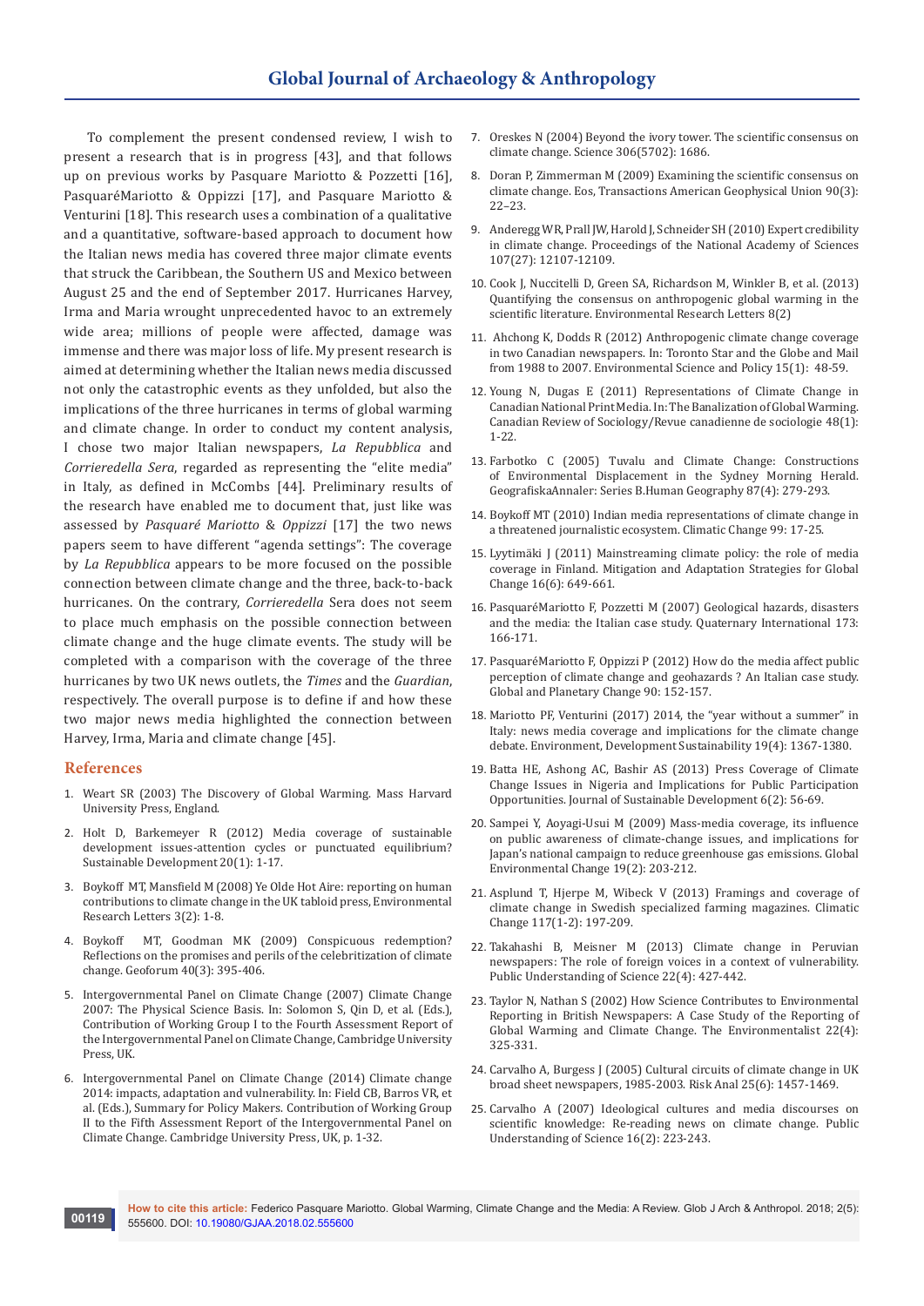To complement the present condensed review, I wish to present a research that is in progress [43], and that follows up on previous works by Pasquare Mariotto & Pozzetti [16], PasquaréMariotto & Oppizzi [17], and Pasquare Mariotto & Venturini [18]. This research uses a combination of a qualitative and a quantitative, software-based approach to document how the Italian news media has covered three major climate events that struck the Caribbean, the Southern US and Mexico between August 25 and the end of September 2017. Hurricanes Harvey, Irma and Maria wrought unprecedented havoc to an extremely wide area; millions of people were affected, damage was immense and there was major loss of life. My present research is aimed at determining whether the Italian news media discussed not only the catastrophic events as they unfolded, but also the implications of the three hurricanes in terms of global warming and climate change. In order to conduct my content analysis, I chose two major Italian newspapers, *La Repubblica* and *Corrieredella Sera*, regarded as representing the "elite media" in Italy, as defined in McCombs [44]. Preliminary results of the research have enabled me to document that, just like was assessed by *Pasquaré Mariotto* & *Oppizzi* [17] the two news papers seem to have different "agenda settings": The coverage by *La Repubblica* appears to be more focused on the possible connection between climate change and the three, back-to-back hurricanes. On the contrary, *Corrieredella* Sera does not seem to place much emphasis on the possible connection between climate change and the huge climate events. The study will be completed with a comparison with the coverage of the three hurricanes by two UK news outlets, the *Times* and the *Guardian*, respectively. The overall purpose is to define if and how these two major news media highlighted the connection between Harvey, Irma, Maria and climate change [45].

## References

1. Weart SR (2003) The Discovery of Global Warming. Mass Harvard University Press, England.
2. Holt D, Barkemeyer R (2012) Media coverage of sustainable development issues-attention cycles or punctuated equilibrium? Sustainable Development 20(1): 1-17.
3. Boykoff MT, Mansfield M (2008) Ye Olde Hot Aire: reporting on human contributions to climate change in the UK tabloid press, Environmental Research Letters 3(2): 1-8.
4. Boykoff MT, Goodman MK (2009) Conspicuous redemption? Reflections on the promises and perils of the celebritization of climate change. Geoforum 40(3): 395-406.
5. Intergovernmental Panel on Climate Change (2007) Climate Change 2007: The Physical Science Basis. In: Solomon S, Qin D, et al. (Eds.), Contribution of Working Group I to the Fourth Assessment Report of the Intergovernmental Panel on Climate Change, Cambridge University Press, UK.
6. Intergovernmental Panel on Climate Change (2014) Climate change 2014: impacts, adaptation and vulnerability. In: Field CB, Barros VR, et al. (Eds.), Summary for Policy Makers. Contribution of Working Group II to the Fifth Assessment Report of the Intergovernmental Panel on Climate Change. Cambridge University Press, UK, p. 1-32.
7. Oreskes N (2004) Beyond the ivory tower. The scientific consensus on climate change. Science 306(5702): 1686.
8. Doran P, Zimmerman M (2009) Examining the scientific consensus on climate change. Eos, Transactions American Geophysical Union 90(3): 22–23.
9. Anderegg WR, Prall JW, Harold J, Schneider SH (2010) Expert credibility in climate change. Proceedings of the National Academy of Sciences 107(27): 12107-12109.
10. Cook J, Nuccitelli D, Green SA, Richardson M, Winkler B, et al. (2013) Quantifying the consensus on anthropogenic global warming in the scientific literature. Environmental Research Letters 8(2)
11. Ahchong K, Dodds R (2012) Anthropogenic climate change coverage in two Canadian newspapers. In: Toronto Star and the Globe and Mail from 1988 to 2007. Environmental Science and Policy 15(1): 48-59.
12. Young N, Dugas E (2011) Representations of Climate Change in Canadian National Print Media. In: The Banalization of Global Warming. Canadian Review of Sociology/Revue canadienne de sociologie 48(1): 1-22.
13. Farbotko C (2005) Tuvalu and Climate Change: Constructions of Environmental Displacement in the Sydney Morning Herald. GeografiskaAnnaler: Series B.Human Geography 87(4): 279-293.
14. Boykoff MT (2010) Indian media representations of climate change in a threatened journalistic ecosystem. Climatic Change 99: 17-25.
15. Lyytimäki J (2011) Mainstreaming climate policy: the role of media coverage in Finland. Mitigation and Adaptation Strategies for Global Change 16(6): 649-661.
16. PasquaréMariotto F, Pozzetti M (2007) Geological hazards, disasters and the media: the Italian case study. Quaternary International 173: 166-171.
17. PasquaréMariotto F, Oppizzi P (2012) How do the media affect public perception of climate change and geohazards ? An Italian case study. Global and Planetary Change 90: 152-157.
18. Mariotto PF, Venturini (2017) 2014, the "year without a summer" in Italy: news media coverage and implications for the climate change debate. Environment, Development Sustainability 19(4): 1367-1380.
19. Batta HE, Ashong AC, Bashir AS (2013) Press Coverage of Climate Change Issues in Nigeria and Implications for Public Participation Opportunities. Journal of Sustainable Development 6(2): 56-69.
20. Sampei Y, Aoyagi-Usui M (2009) Mass-media coverage, its influence on public awareness of climate-change issues, and implications for Japan's national campaign to reduce greenhouse gas emissions. Global Environmental Change 19(2): 203-212.
21. Asplund T, Hjerpe M, Wibeck V (2013) Framings and coverage of climate change in Swedish specialized farming magazines. Climatic Change 117(1-2): 197-209.
22. Takahashi B, Meisner M (2013) Climate change in Peruvian newspapers: The role of foreign voices in a context of vulnerability. Public Understanding of Science 22(4): 427-442.
23. Taylor N, Nathan S (2002) How Science Contributes to Environmental Reporting in British Newspapers: A Case Study of the Reporting of Global Warming and Climate Change. The Environmentalist 22(4): 325-331.
24. Carvalho A, Burgess J (2005) Cultural circuits of climate change in UK broad sheet newspapers, 1985-2003. Risk Anal 25(6): 1457-1469.
25. Carvalho A (2007) Ideological cultures and media discourses on scientific knowledge: Re-reading news on climate change. Public Understanding of Science 16(2): 223-243.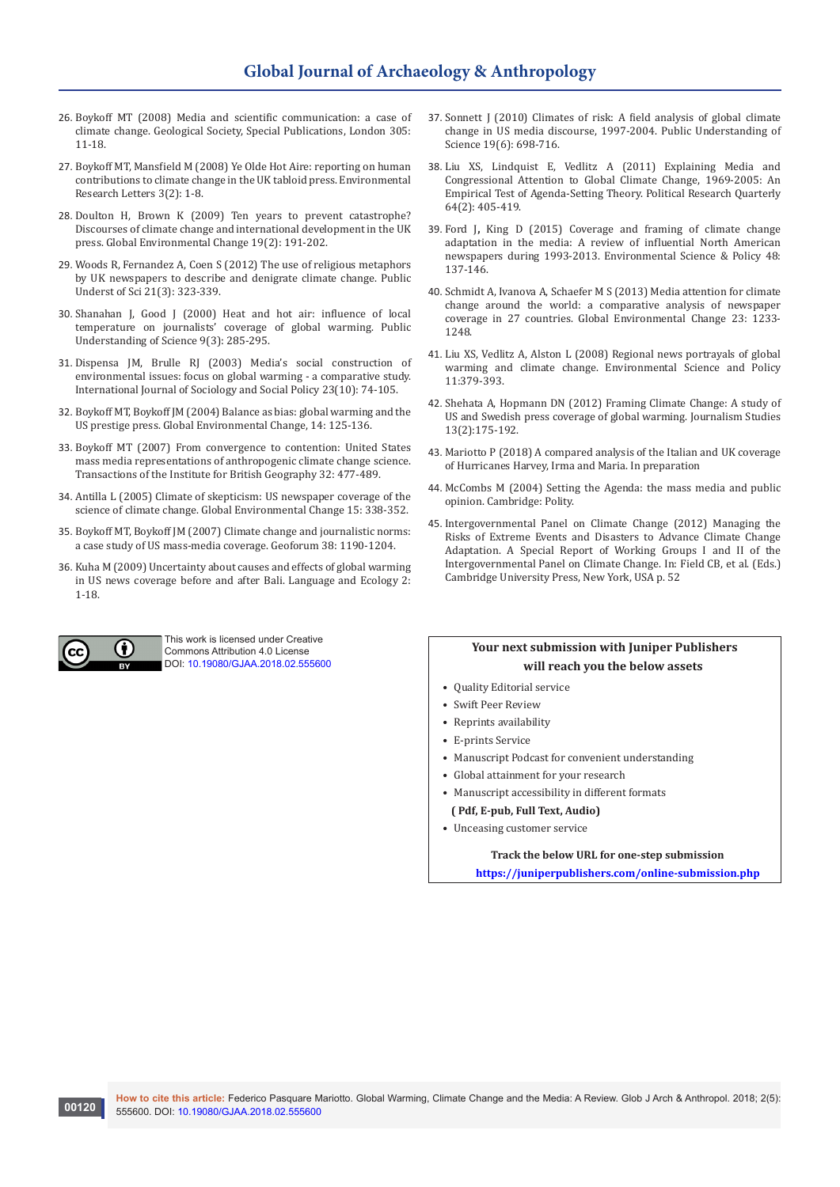26. Boykoff MT (2008) Media and scientific communication: a case of climate change. Geological Society, Special Publications, London 305: 11-18.
27. Boykoff MT, Mansfield M (2008) Ye Olde Hot Aire: reporting on human contributions to climate change in the UK tabloid press. Environmental Research Letters 3(2): 1-8.
28. Doulton H, Brown K (2009) Ten years to prevent catastrophe? Discourses of climate change and international development in the UK press. Global Environmental Change 19(2): 191-202.
29. Woods R, Fernandez A, Coen S (2012) The use of religious metaphors by UK newspapers to describe and denigrate climate change. Public Underst of Sci 21(3): 323-339.
30. Shanahan J, Good J (2000) Heat and hot air: influence of local temperature on journalists' coverage of global warming. Public Understanding of Science 9(3): 285-295.
31. Dispensa JM, Brulle RJ (2003) Media's social construction of environmental issues: focus on global warming - a comparative study. International Journal of Sociology and Social Policy 23(10): 74-105.
32. Boykoff MT, Boykoff JM (2004) Balance as bias: global warming and the US prestige press. Global Environmental Change, 14: 125-136.
33. Boykoff MT (2007) From convergence to contention: United States mass media representations of anthropogenic climate change science. Transactions of the Institute for British Geography 32: 477-489.
34. Antilla L (2005) Climate of skepticism: US newspaper coverage of the science of climate change. Global Environmental Change 15: 338-352.
35. Boykoff MT, Boykoff JM (2007) Climate change and journalistic norms: a case study of US mass-media coverage. Geoforum 38: 1190-1204.
36. Kuha M (2009) Uncertainty about causes and effects of global warming in US news coverage before and after Bali. Language and Ecology 2: 1-18.
37. Sonnett J (2010) Climates of risk: A field analysis of global climate change in US media discourse, 1997-2004. Public Understanding of Science 19(6): 698-716.
38. Liu XS, Lindquist E, Vedlitz A (2011) Explaining Media and Congressional Attention to Global Climate Change, 1969-2005: An Empirical Test of Agenda-Setting Theory. Political Research Quarterly 64(2): 405-419.
39. Ford J, King D (2015) Coverage and framing of climate change adaptation in the media: A review of influential North American newspapers during 1993-2013. Environmental Science & Policy 48: 137-146.
40. Schmidt A, Ivanova A, Schaefer M S (2013) Media attention for climate change around the world: a comparative analysis of newspaper coverage in 27 countries. Global Environmental Change 23: 1233-1248.
41. Liu XS, Vedlitz A, Alston L (2008) Regional news portrayals of global warming and climate change. Environmental Science and Policy 11:379-393.
42. Shehata A, Hopmann DN (2012) Framing Climate Change: A study of US and Swedish press coverage of global warming. Journalism Studies 13(2):175-192.
43. Mariotto P (2018) A compared analysis of the Italian and UK coverage of Hurricanes Harvey, Irma and Maria. In preparation
44. McCombs M (2004) Setting the Agenda: the mass media and public opinion. Cambridge: Polity.
45. Intergovernmental Panel on Climate Change (2012) Managing the Risks of Extreme Events and Disasters to Advance Climate Change Adaptation. A Special Report of Working Groups I and II of the Intergovernmental Panel on Climate Change. In: Field CB, et al. (Eds.) Cambridge University Press, New York, USA p. 52

This work is licensed under Creative Commons Attribution 4.0 License
DOI: 10.19080/GJAA.2018.02.555600

**Your next submission with Juniper Publishers will reach you the below assets**

- Quality Editorial service
- Swift Peer Review
- Reprints availability
- E-prints Service
- Manuscript Podcast for convenient understanding
- Global attainment for your research
- Manuscript accessibility in different formats

**( Pdf, E-pub, Full Text, Audio)**

- Unceasing customer service

**Track the below URL for one-step submission**

**https://juniperpublishers.com/online-submission.php**

**How to cite this article:** Federico Pasquare Mariotto. Global Warming, Climate Change and the Media: A Review. Glob J Arch & Anthropol. 2018; 2(5): 555600. DOI: 10.19080/GJAA.2018.02.555600